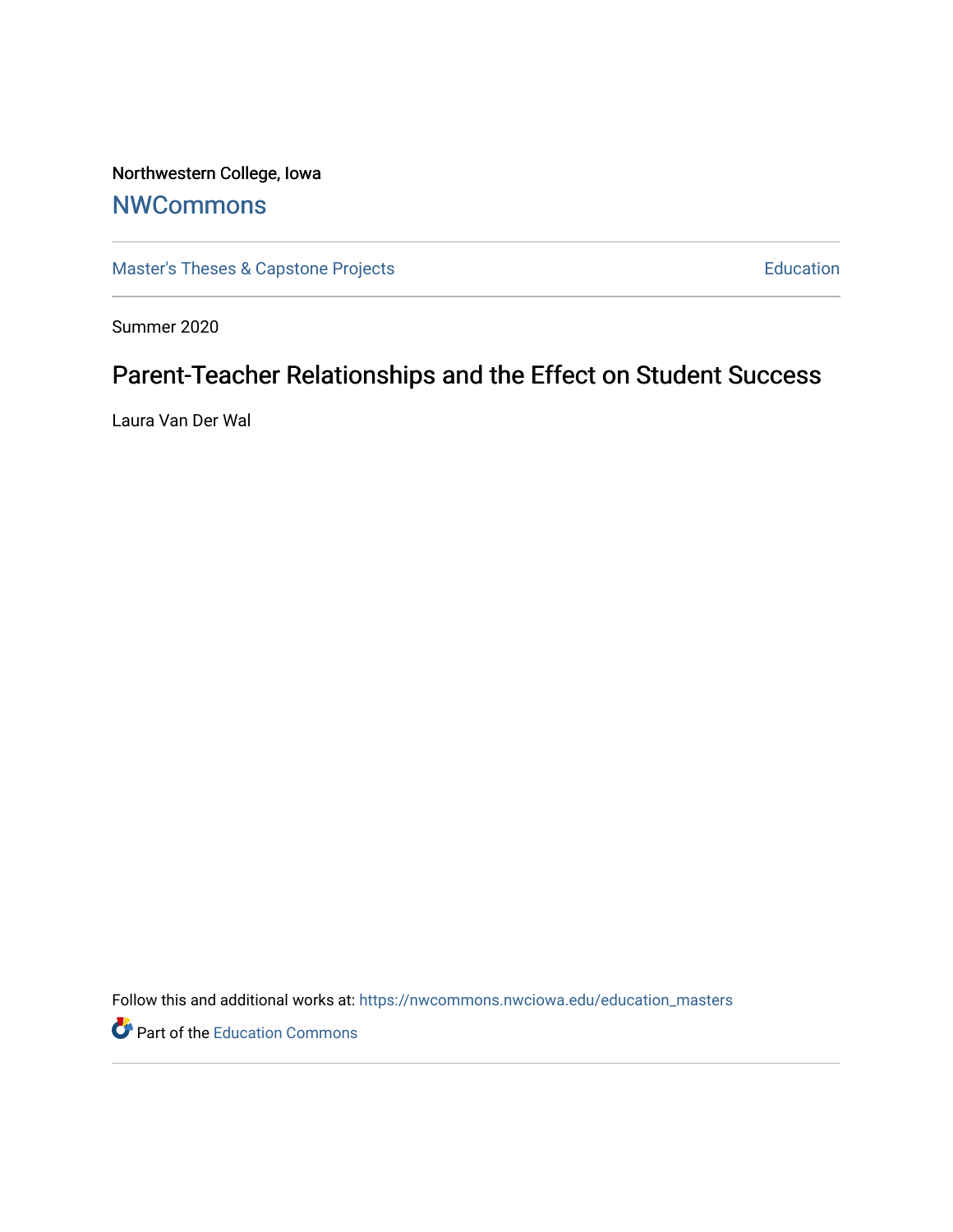Northwestern College, Iowa

# NWCommons

Master's Theses & Capstone Projects | Education

Summer 2020

## Parent-Teacher Relationships and the Effect on Student Success

Laura Van Der Wal

Follow this and additional works at: https://nwcommons.nwciowa.edu/education_masters

Part of the Education Commons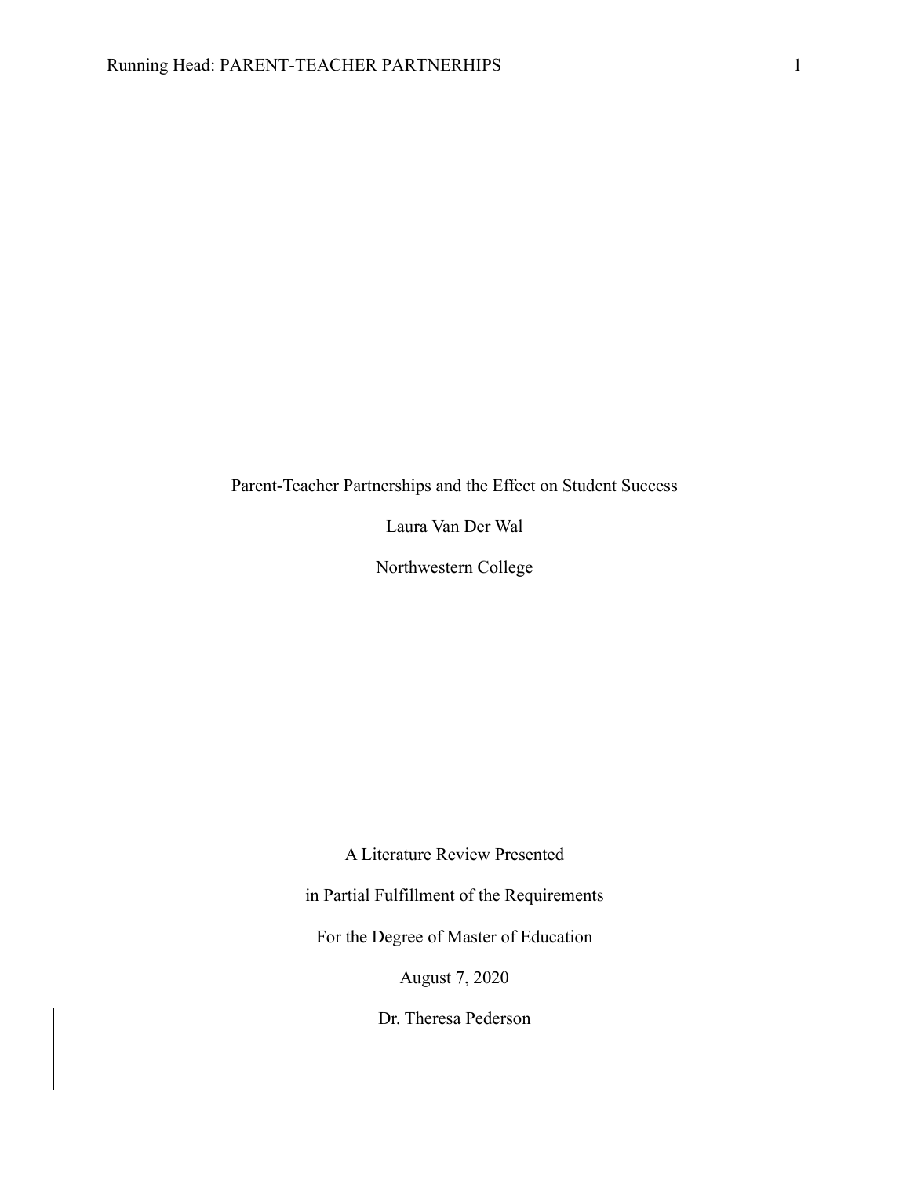Parent-Teacher Partnerships and the Effect on Student Success

Laura Van Der Wal

Northwestern College

A Literature Review Presented

in Partial Fulfillment of the Requirements

For the Degree of Master of Education

August 7, 2020

Dr. Theresa Pederson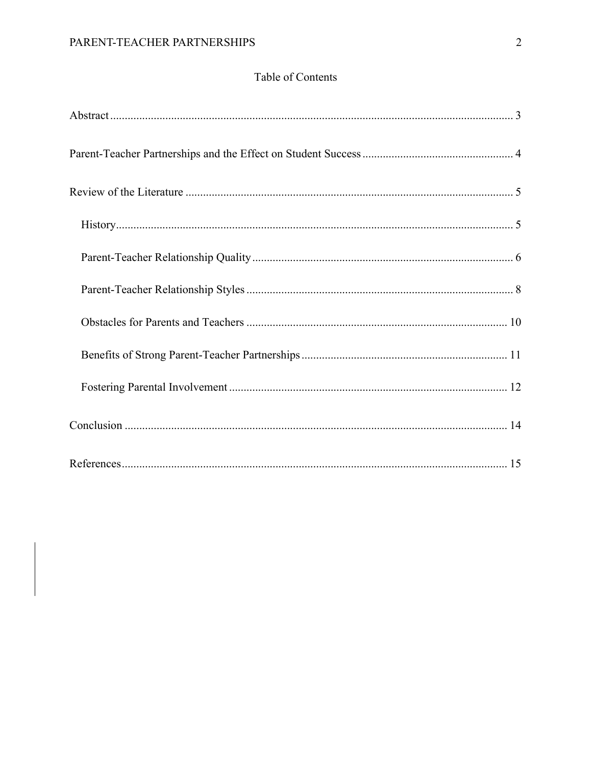# Table of Contents

Abstract ........................................................................................................................................ 3

Parent-Teacher Partnerships and the Effect on Student Success ................................................... 4

Review of the Literature ................................................................................................................ 5

- History ..................................................................................................................................... 5
- Parent-Teacher Relationship Quality ......................................................................................... 6
- Parent-Teacher Relationship Styles ........................................................................................... 8
- Obstacles for Parents and Teachers ......................................................................................... 10
- Benefits of Strong Parent-Teacher Partnerships ...................................................................... 11
- Fostering Parental Involvement ............................................................................................... 12

Conclusion ................................................................................................................................... 14

References .................................................................................................................................... 15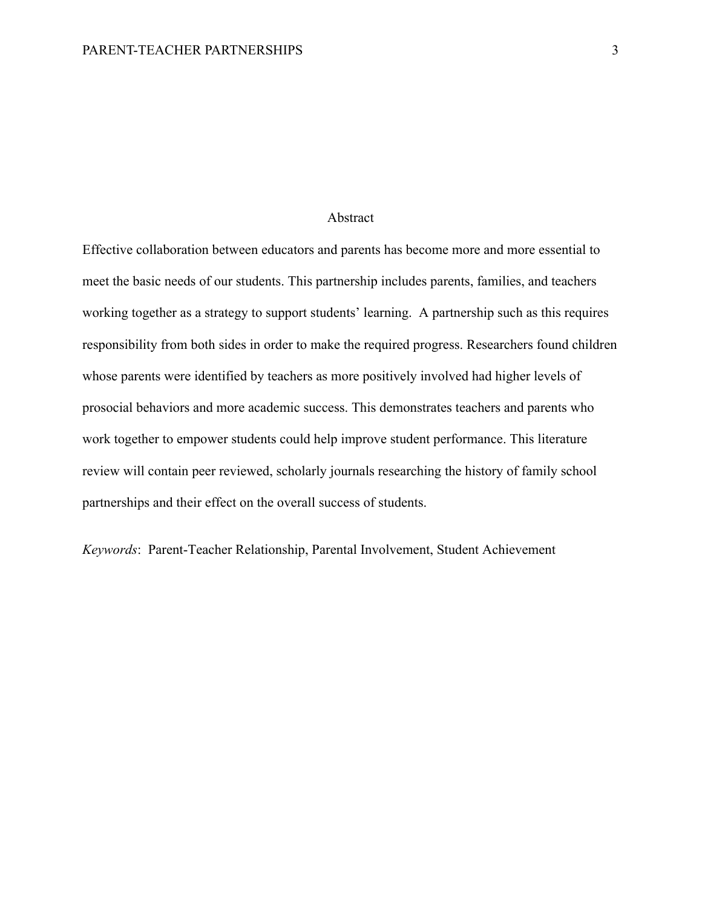# Abstract

Effective collaboration between educators and parents has become more and more essential to meet the basic needs of our students. This partnership includes parents, families, and teachers working together as a strategy to support students' learning. A partnership such as this requires responsibility from both sides in order to make the required progress. Researchers found children whose parents were identified by teachers as more positively involved had higher levels of prosocial behaviors and more academic success. This demonstrates teachers and parents who work together to empower students could help improve student performance. This literature review will contain peer reviewed, scholarly journals researching the history of family school partnerships and their effect on the overall success of students.

*Keywords*: Parent-Teacher Relationship, Parental Involvement, Student Achievement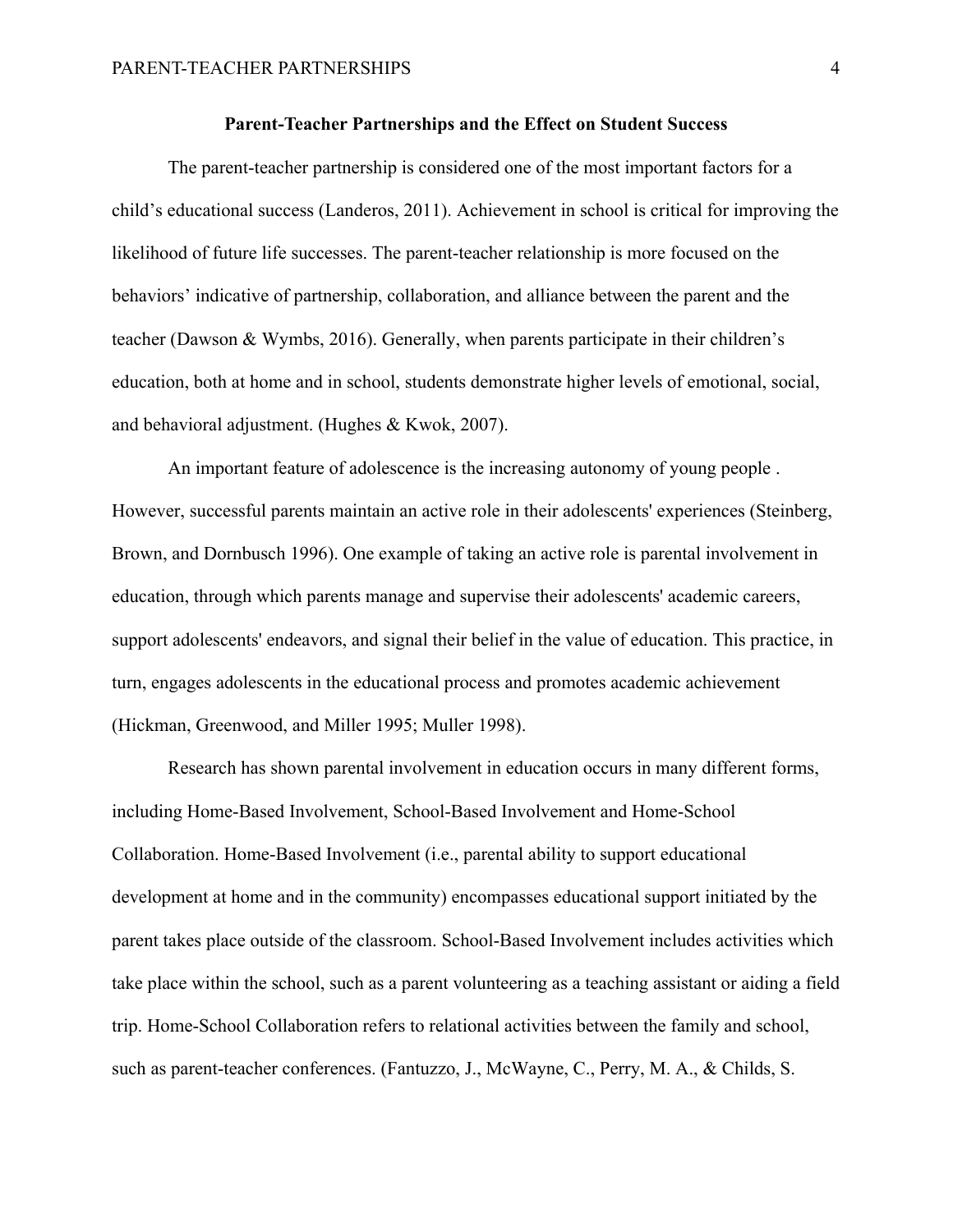**Parent-Teacher Partnerships and the Effect on Student Success**

The parent-teacher partnership is considered one of the most important factors for a child's educational success (Landeros, 2011). Achievement in school is critical for improving the likelihood of future life successes. The parent-teacher relationship is more focused on the behaviors' indicative of partnership, collaboration, and alliance between the parent and the teacher (Dawson & Wymbs, 2016). Generally, when parents participate in their children's education, both at home and in school, students demonstrate higher levels of emotional, social, and behavioral adjustment. (Hughes & Kwok, 2007).

An important feature of adolescence is the increasing autonomy of young people . However, successful parents maintain an active role in their adolescents' experiences (Steinberg, Brown, and Dornbusch 1996). One example of taking an active role is parental involvement in education, through which parents manage and supervise their adolescents' academic careers, support adolescents' endeavors, and signal their belief in the value of education. This practice, in turn, engages adolescents in the educational process and promotes academic achievement (Hickman, Greenwood, and Miller 1995; Muller 1998).

Research has shown parental involvement in education occurs in many different forms, including Home-Based Involvement, School-Based Involvement and Home-School Collaboration. Home-Based Involvement (i.e., parental ability to support educational development at home and in the community) encompasses educational support initiated by the parent takes place outside of the classroom. School-Based Involvement includes activities which take place within the school, such as a parent volunteering as a teaching assistant or aiding a field trip. Home-School Collaboration refers to relational activities between the family and school, such as parent-teacher conferences. (Fantuzzo, J., McWayne, C., Perry, M. A., & Childs, S.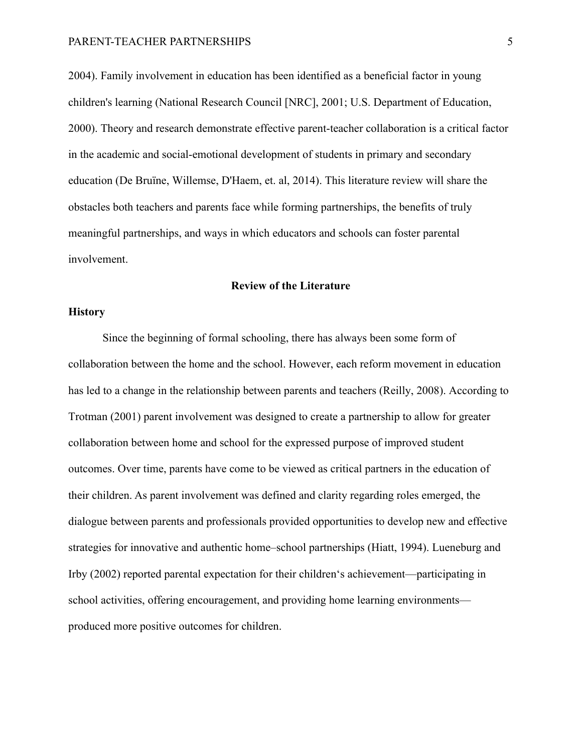2004). Family involvement in education has been identified as a beneficial factor in young children's learning (National Research Council [NRC], 2001; U.S. Department of Education, 2000). Theory and research demonstrate effective parent-teacher collaboration is a critical factor in the academic and social-emotional development of students in primary and secondary education (De Bruïne, Willemse, D'Haem, et. al, 2014). This literature review will share the obstacles both teachers and parents face while forming partnerships, the benefits of truly meaningful partnerships, and ways in which educators and schools can foster parental involvement.

## Review of the Literature

### History

Since the beginning of formal schooling, there has always been some form of collaboration between the home and the school. However, each reform movement in education has led to a change in the relationship between parents and teachers (Reilly, 2008). According to Trotman (2001) parent involvement was designed to create a partnership to allow for greater collaboration between home and school for the expressed purpose of improved student outcomes. Over time, parents have come to be viewed as critical partners in the education of their children. As parent involvement was defined and clarity regarding roles emerged, the dialogue between parents and professionals provided opportunities to develop new and effective strategies for innovative and authentic home–school partnerships (Hiatt, 1994). Lueneburg and Irby (2002) reported parental expectation for their children's achievement—participating in school activities, offering encouragement, and providing home learning environments—produced more positive outcomes for children.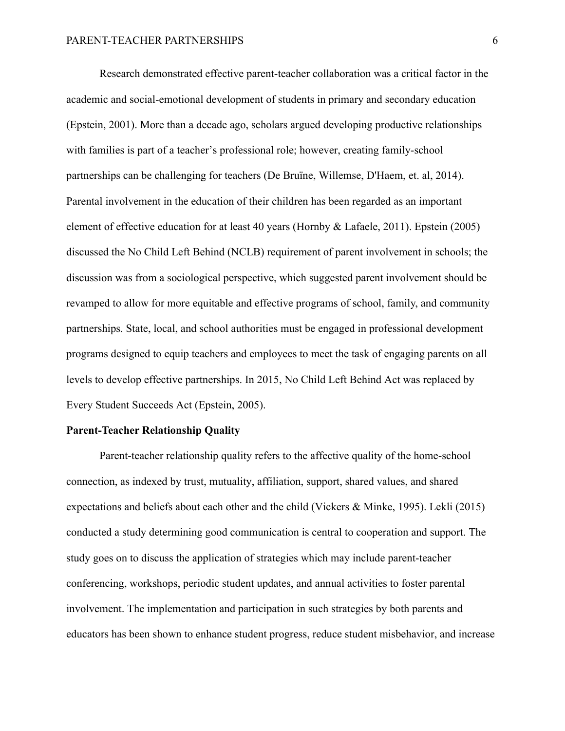Research demonstrated effective parent-teacher collaboration was a critical factor in the academic and social-emotional development of students in primary and secondary education (Epstein, 2001). More than a decade ago, scholars argued developing productive relationships with families is part of a teacher's professional role; however, creating family-school partnerships can be challenging for teachers (De Bruïne, Willemse, D'Haem, et. al, 2014). Parental involvement in the education of their children has been regarded as an important element of effective education for at least 40 years (Hornby & Lafaele, 2011). Epstein (2005) discussed the No Child Left Behind (NCLB) requirement of parent involvement in schools; the discussion was from a sociological perspective, which suggested parent involvement should be revamped to allow for more equitable and effective programs of school, family, and community partnerships. State, local, and school authorities must be engaged in professional development programs designed to equip teachers and employees to meet the task of engaging parents on all levels to develop effective partnerships. In 2015, No Child Left Behind Act was replaced by Every Student Succeeds Act (Epstein, 2005).

**Parent-Teacher Relationship Quality**

Parent-teacher relationship quality refers to the affective quality of the home-school connection, as indexed by trust, mutuality, affiliation, support, shared values, and shared expectations and beliefs about each other and the child (Vickers & Minke, 1995). Lekli (2015) conducted a study determining good communication is central to cooperation and support. The study goes on to discuss the application of strategies which may include parent-teacher conferencing, workshops, periodic student updates, and annual activities to foster parental involvement. The implementation and participation in such strategies by both parents and educators has been shown to enhance student progress, reduce student misbehavior, and increase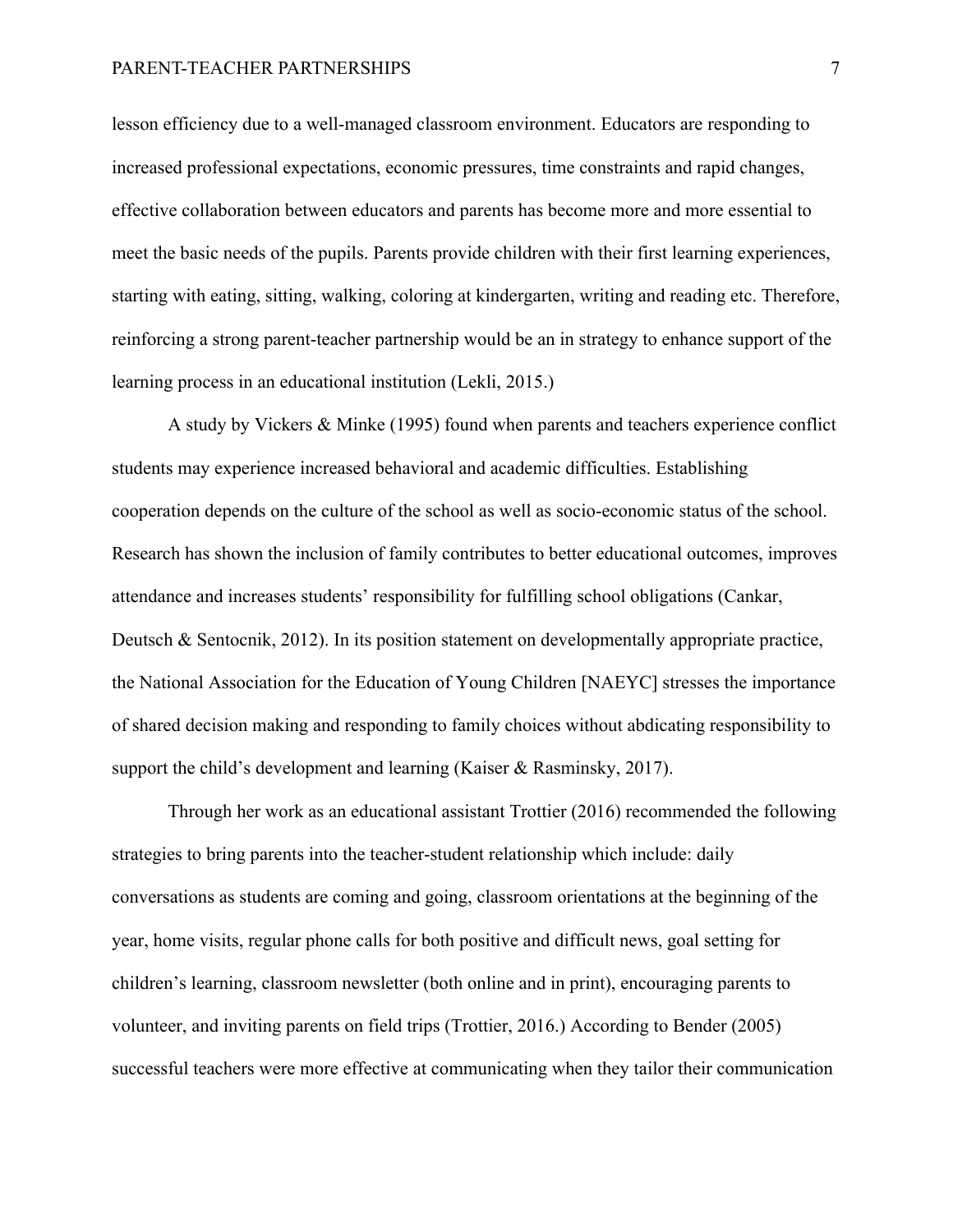lesson efficiency due to a well-managed classroom environment. Educators are responding to increased professional expectations, economic pressures, time constraints and rapid changes, effective collaboration between educators and parents has become more and more essential to meet the basic needs of the pupils. Parents provide children with their first learning experiences, starting with eating, sitting, walking, coloring at kindergarten, writing and reading etc. Therefore, reinforcing a strong parent-teacher partnership would be an in strategy to enhance support of the learning process in an educational institution (Lekli, 2015.)

A study by Vickers & Minke (1995) found when parents and teachers experience conflict students may experience increased behavioral and academic difficulties. Establishing cooperation depends on the culture of the school as well as socio-economic status of the school. Research has shown the inclusion of family contributes to better educational outcomes, improves attendance and increases students' responsibility for fulfilling school obligations (Cankar, Deutsch & Sentocnik, 2012). In its position statement on developmentally appropriate practice, the National Association for the Education of Young Children [NAEYC] stresses the importance of shared decision making and responding to family choices without abdicating responsibility to support the child's development and learning (Kaiser & Rasminsky, 2017).

Through her work as an educational assistant Trottier (2016) recommended the following strategies to bring parents into the teacher-student relationship which include: daily conversations as students are coming and going, classroom orientations at the beginning of the year, home visits, regular phone calls for both positive and difficult news, goal setting for children's learning, classroom newsletter (both online and in print), encouraging parents to volunteer, and inviting parents on field trips (Trottier, 2016.) According to Bender (2005) successful teachers were more effective at communicating when they tailor their communication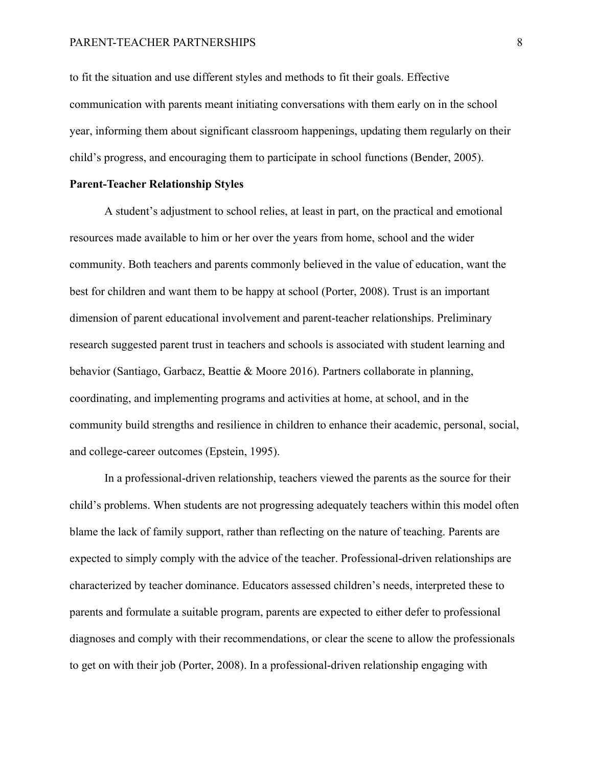to fit the situation and use different styles and methods to fit their goals. Effective communication with parents meant initiating conversations with them early on in the school year, informing them about significant classroom happenings, updating them regularly on their child's progress, and encouraging them to participate in school functions (Bender, 2005).

**Parent-Teacher Relationship Styles**

A student's adjustment to school relies, at least in part, on the practical and emotional resources made available to him or her over the years from home, school and the wider community. Both teachers and parents commonly believed in the value of education, want the best for children and want them to be happy at school (Porter, 2008). Trust is an important dimension of parent educational involvement and parent-teacher relationships. Preliminary research suggested parent trust in teachers and schools is associated with student learning and behavior (Santiago, Garbacz, Beattie & Moore 2016). Partners collaborate in planning, coordinating, and implementing programs and activities at home, at school, and in the community build strengths and resilience in children to enhance their academic, personal, social, and college-career outcomes (Epstein, 1995).

In a professional-driven relationship, teachers viewed the parents as the source for their child's problems. When students are not progressing adequately teachers within this model often blame the lack of family support, rather than reflecting on the nature of teaching. Parents are expected to simply comply with the advice of the teacher. Professional-driven relationships are characterized by teacher dominance. Educators assessed children's needs, interpreted these to parents and formulate a suitable program, parents are expected to either defer to professional diagnoses and comply with their recommendations, or clear the scene to allow the professionals to get on with their job (Porter, 2008). In a professional-driven relationship engaging with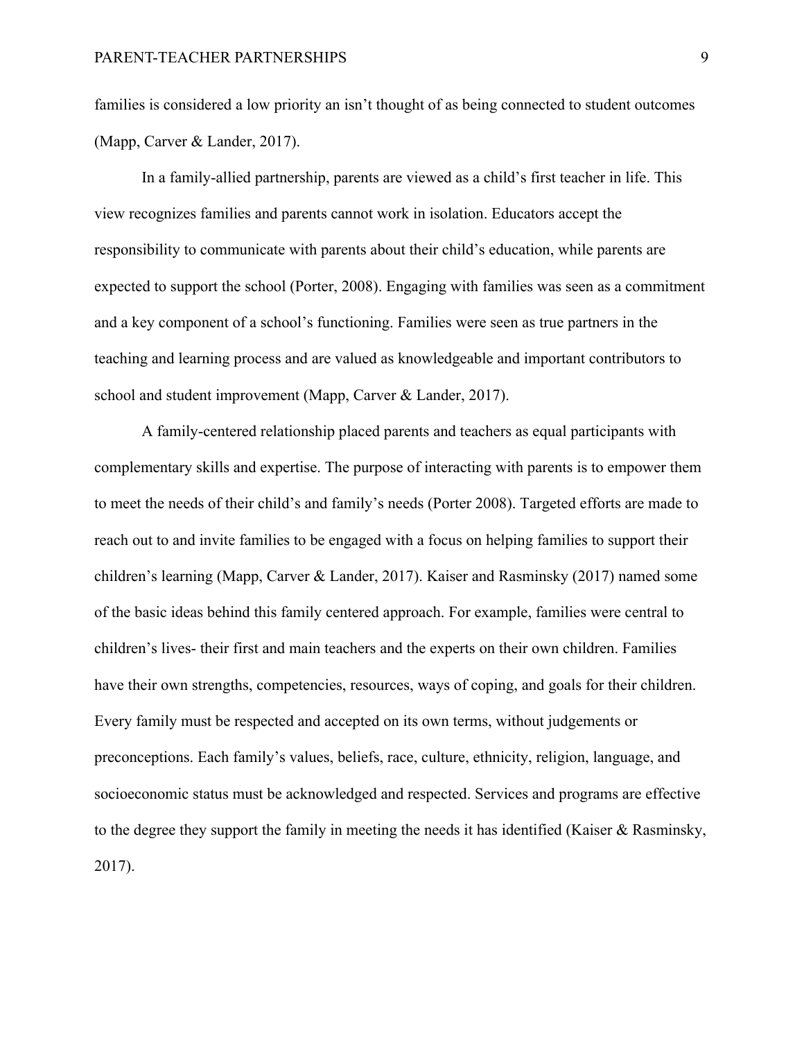families is considered a low priority an isn't thought of as being connected to student outcomes (Mapp, Carver & Lander, 2017).

In a family-allied partnership, parents are viewed as a child's first teacher in life. This view recognizes families and parents cannot work in isolation. Educators accept the responsibility to communicate with parents about their child's education, while parents are expected to support the school (Porter, 2008). Engaging with families was seen as a commitment and a key component of a school's functioning. Families were seen as true partners in the teaching and learning process and are valued as knowledgeable and important contributors to school and student improvement (Mapp, Carver & Lander, 2017).

A family-centered relationship placed parents and teachers as equal participants with complementary skills and expertise. The purpose of interacting with parents is to empower them to meet the needs of their child's and family's needs (Porter 2008). Targeted efforts are made to reach out to and invite families to be engaged with a focus on helping families to support their children's learning (Mapp, Carver & Lander, 2017). Kaiser and Rasminsky (2017) named some of the basic ideas behind this family centered approach. For example, families were central to children's lives- their first and main teachers and the experts on their own children. Families have their own strengths, competencies, resources, ways of coping, and goals for their children. Every family must be respected and accepted on its own terms, without judgements or preconceptions. Each family's values, beliefs, race, culture, ethnicity, religion, language, and socioeconomic status must be acknowledged and respected. Services and programs are effective to the degree they support the family in meeting the needs it has identified (Kaiser & Rasminsky, 2017).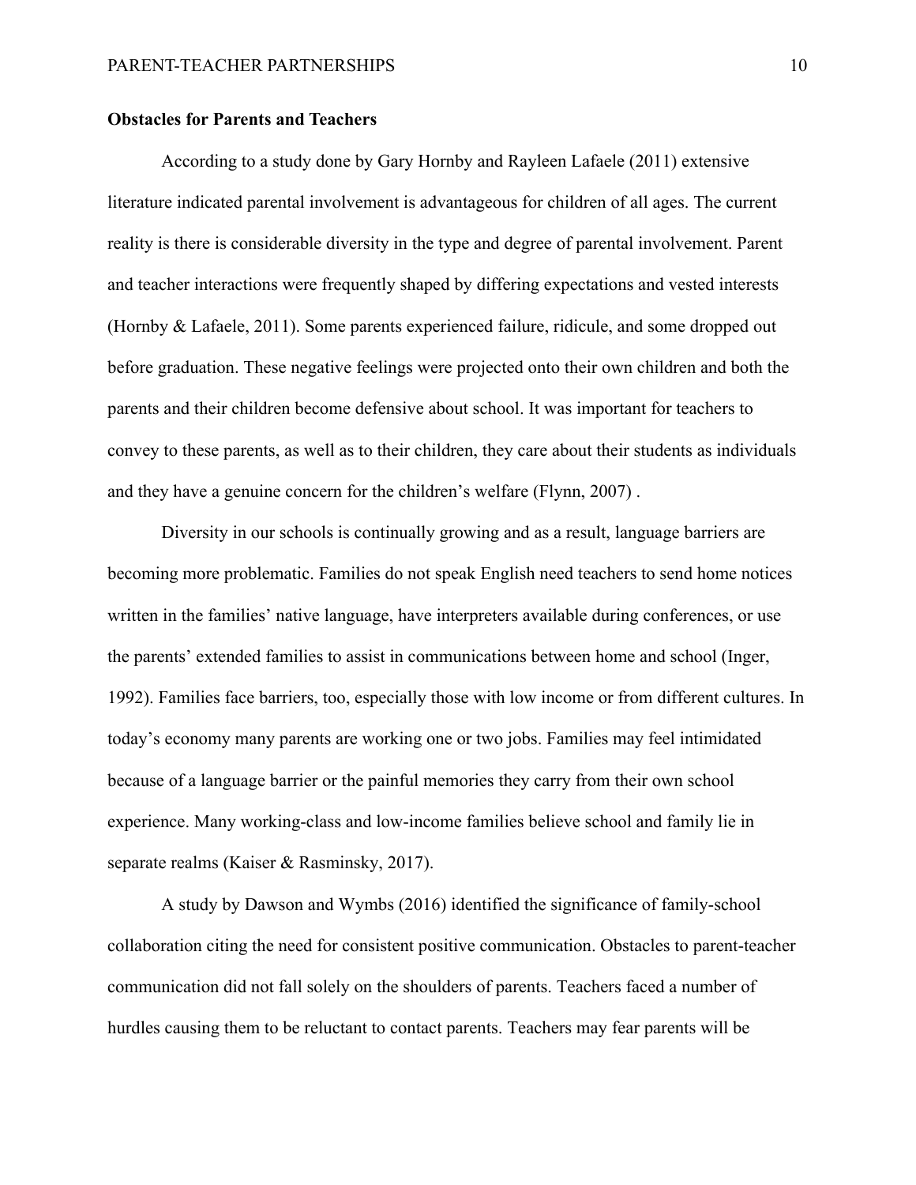**Obstacles for Parents and Teachers**

According to a study done by Gary Hornby and Rayleen Lafaele (2011) extensive literature indicated parental involvement is advantageous for children of all ages. The current reality is there is considerable diversity in the type and degree of parental involvement. Parent and teacher interactions were frequently shaped by differing expectations and vested interests (Hornby & Lafaele, 2011). Some parents experienced failure, ridicule, and some dropped out before graduation. These negative feelings were projected onto their own children and both the parents and their children become defensive about school. It was important for teachers to convey to these parents, as well as to their children, they care about their students as individuals and they have a genuine concern for the children's welfare (Flynn, 2007) .

Diversity in our schools is continually growing and as a result, language barriers are becoming more problematic. Families do not speak English need teachers to send home notices written in the families' native language, have interpreters available during conferences, or use the parents' extended families to assist in communications between home and school (Inger, 1992). Families face barriers, too, especially those with low income or from different cultures. In today's economy many parents are working one or two jobs. Families may feel intimidated because of a language barrier or the painful memories they carry from their own school experience. Many working-class and low-income families believe school and family lie in separate realms (Kaiser & Rasminsky, 2017).

A study by Dawson and Wymbs (2016) identified the significance of family-school collaboration citing the need for consistent positive communication. Obstacles to parent-teacher communication did not fall solely on the shoulders of parents. Teachers faced a number of hurdles causing them to be reluctant to contact parents. Teachers may fear parents will be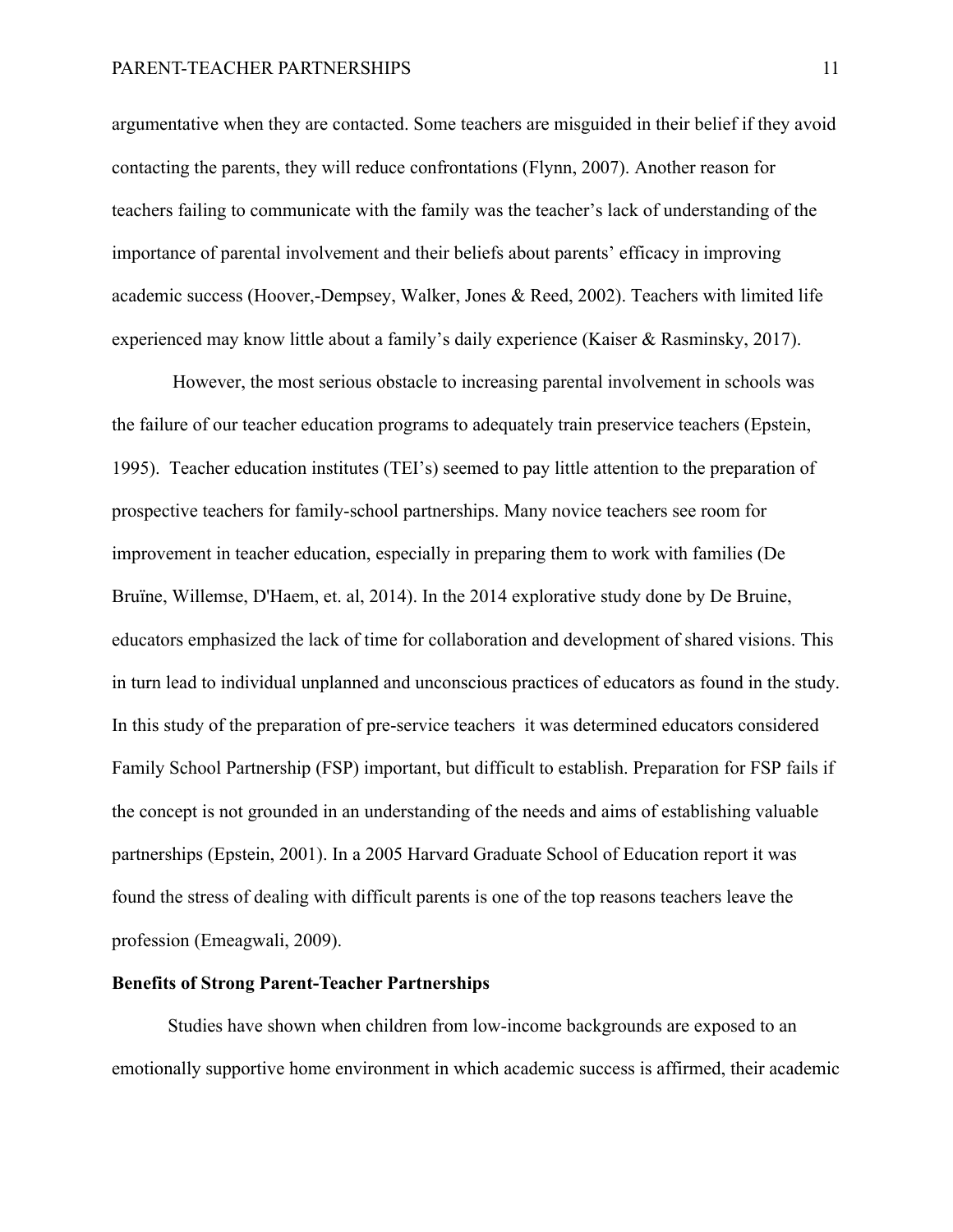argumentative when they are contacted. Some teachers are misguided in their belief if they avoid contacting the parents, they will reduce confrontations (Flynn, 2007). Another reason for teachers failing to communicate with the family was the teacher's lack of understanding of the importance of parental involvement and their beliefs about parents' efficacy in improving academic success (Hoover,-Dempsey, Walker, Jones & Reed, 2002). Teachers with limited life experienced may know little about a family's daily experience (Kaiser & Rasminsky, 2017).

However, the most serious obstacle to increasing parental involvement in schools was the failure of our teacher education programs to adequately train preservice teachers (Epstein, 1995). Teacher education institutes (TEI's) seemed to pay little attention to the preparation of prospective teachers for family-school partnerships. Many novice teachers see room for improvement in teacher education, especially in preparing them to work with families (De Bruïne, Willemse, D'Haem, et. al, 2014). In the 2014 explorative study done by De Bruine, educators emphasized the lack of time for collaboration and development of shared visions. This in turn lead to individual unplanned and unconscious practices of educators as found in the study. In this study of the preparation of pre-service teachers it was determined educators considered Family School Partnership (FSP) important, but difficult to establish. Preparation for FSP fails if the concept is not grounded in an understanding of the needs and aims of establishing valuable partnerships (Epstein, 2001). In a 2005 Harvard Graduate School of Education report it was found the stress of dealing with difficult parents is one of the top reasons teachers leave the profession (Emeagwali, 2009).

**Benefits of Strong Parent-Teacher Partnerships**

Studies have shown when children from low-income backgrounds are exposed to an emotionally supportive home environment in which academic success is affirmed, their academic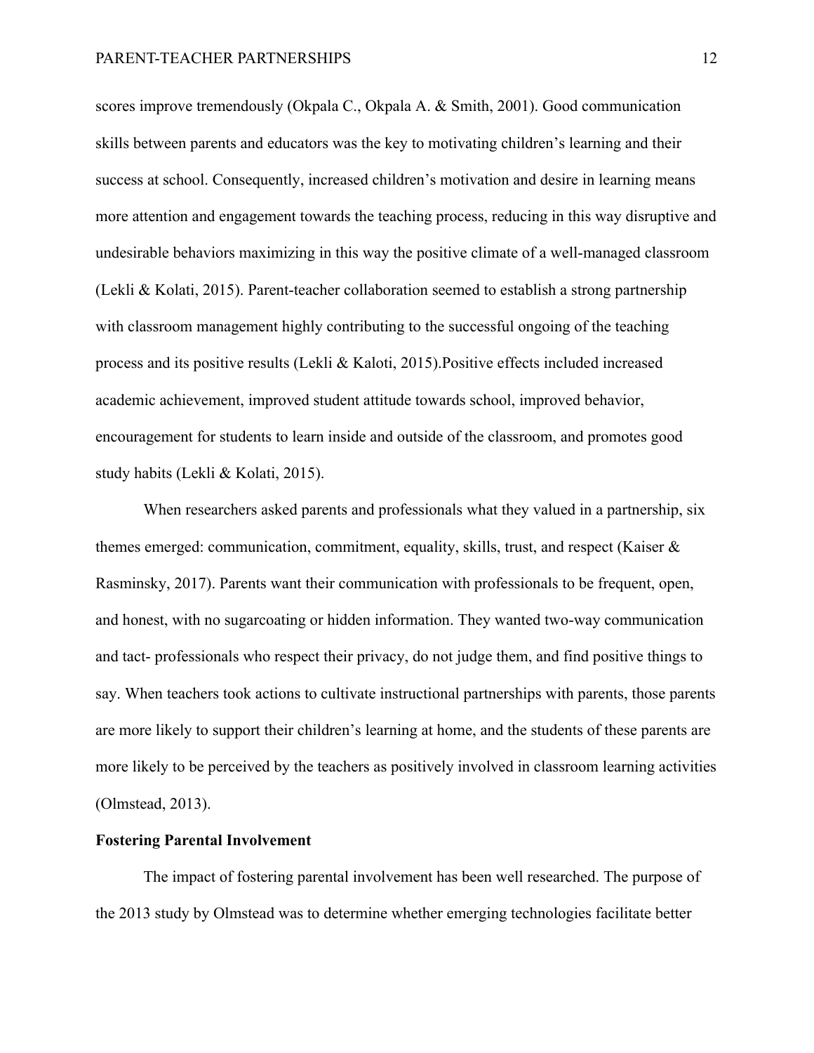scores improve tremendously (Okpala C., Okpala A. & Smith, 2001). Good communication skills between parents and educators was the key to motivating children's learning and their success at school. Consequently, increased children's motivation and desire in learning means more attention and engagement towards the teaching process, reducing in this way disruptive and undesirable behaviors maximizing in this way the positive climate of a well-managed classroom (Lekli & Kolati, 2015). Parent-teacher collaboration seemed to establish a strong partnership with classroom management highly contributing to the successful ongoing of the teaching process and its positive results (Lekli & Kaloti, 2015).Positive effects included increased academic achievement, improved student attitude towards school, improved behavior, encouragement for students to learn inside and outside of the classroom, and promotes good study habits (Lekli & Kolati, 2015).

When researchers asked parents and professionals what they valued in a partnership, six themes emerged: communication, commitment, equality, skills, trust, and respect (Kaiser & Rasminsky, 2017). Parents want their communication with professionals to be frequent, open, and honest, with no sugarcoating or hidden information. They wanted two-way communication and tact- professionals who respect their privacy, do not judge them, and find positive things to say. When teachers took actions to cultivate instructional partnerships with parents, those parents are more likely to support their children's learning at home, and the students of these parents are more likely to be perceived by the teachers as positively involved in classroom learning activities (Olmstead, 2013).

**Fostering Parental Involvement**

The impact of fostering parental involvement has been well researched. The purpose of the 2013 study by Olmstead was to determine whether emerging technologies facilitate better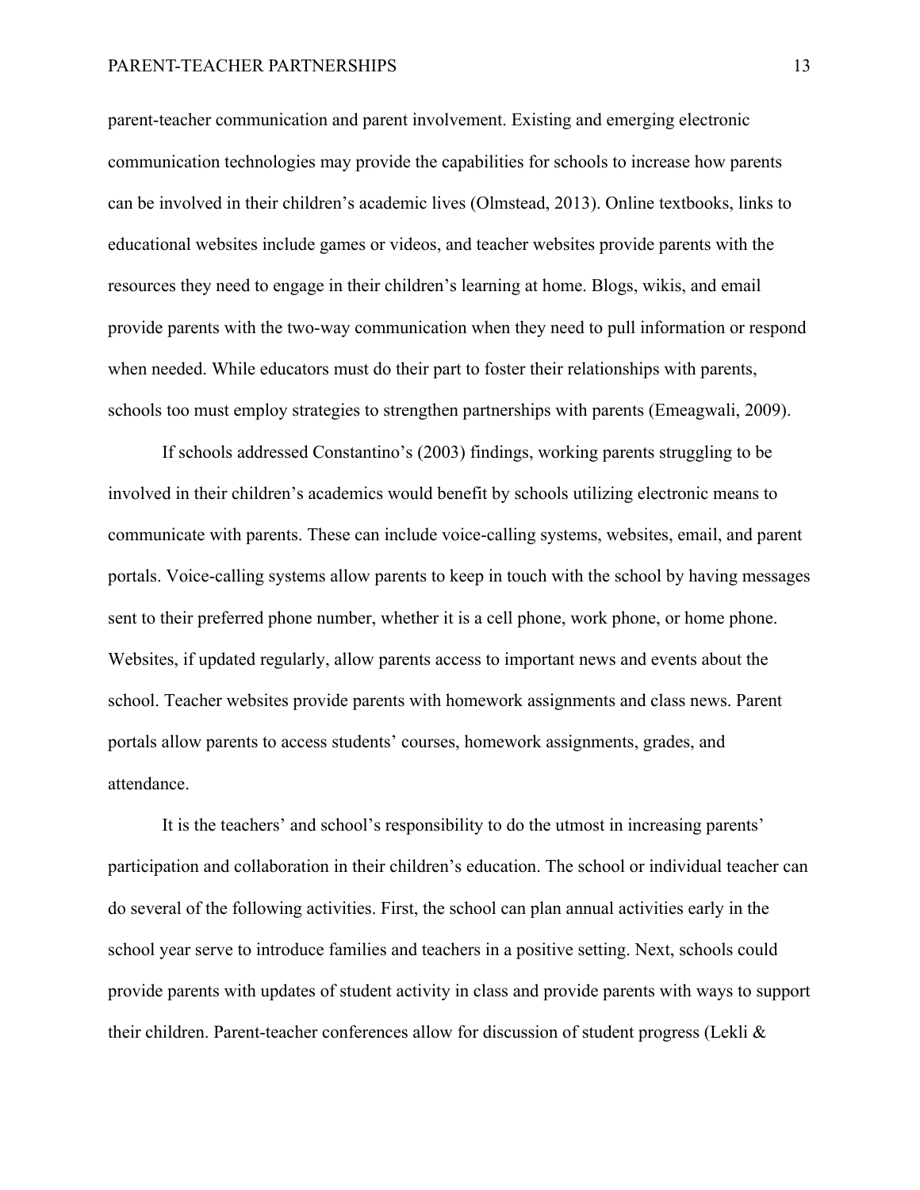parent-teacher communication and parent involvement. Existing and emerging electronic communication technologies may provide the capabilities for schools to increase how parents can be involved in their children's academic lives (Olmstead, 2013). Online textbooks, links to educational websites include games or videos, and teacher websites provide parents with the resources they need to engage in their children's learning at home. Blogs, wikis, and email provide parents with the two-way communication when they need to pull information or respond when needed. While educators must do their part to foster their relationships with parents, schools too must employ strategies to strengthen partnerships with parents (Emeagwali, 2009).

If schools addressed Constantino's (2003) findings, working parents struggling to be involved in their children's academics would benefit by schools utilizing electronic means to communicate with parents. These can include voice-calling systems, websites, email, and parent portals. Voice-calling systems allow parents to keep in touch with the school by having messages sent to their preferred phone number, whether it is a cell phone, work phone, or home phone. Websites, if updated regularly, allow parents access to important news and events about the school. Teacher websites provide parents with homework assignments and class news. Parent portals allow parents to access students' courses, homework assignments, grades, and attendance.

It is the teachers' and school's responsibility to do the utmost in increasing parents' participation and collaboration in their children's education. The school or individual teacher can do several of the following activities. First, the school can plan annual activities early in the school year serve to introduce families and teachers in a positive setting. Next, schools could provide parents with updates of student activity in class and provide parents with ways to support their children. Parent-teacher conferences allow for discussion of student progress (Lekli &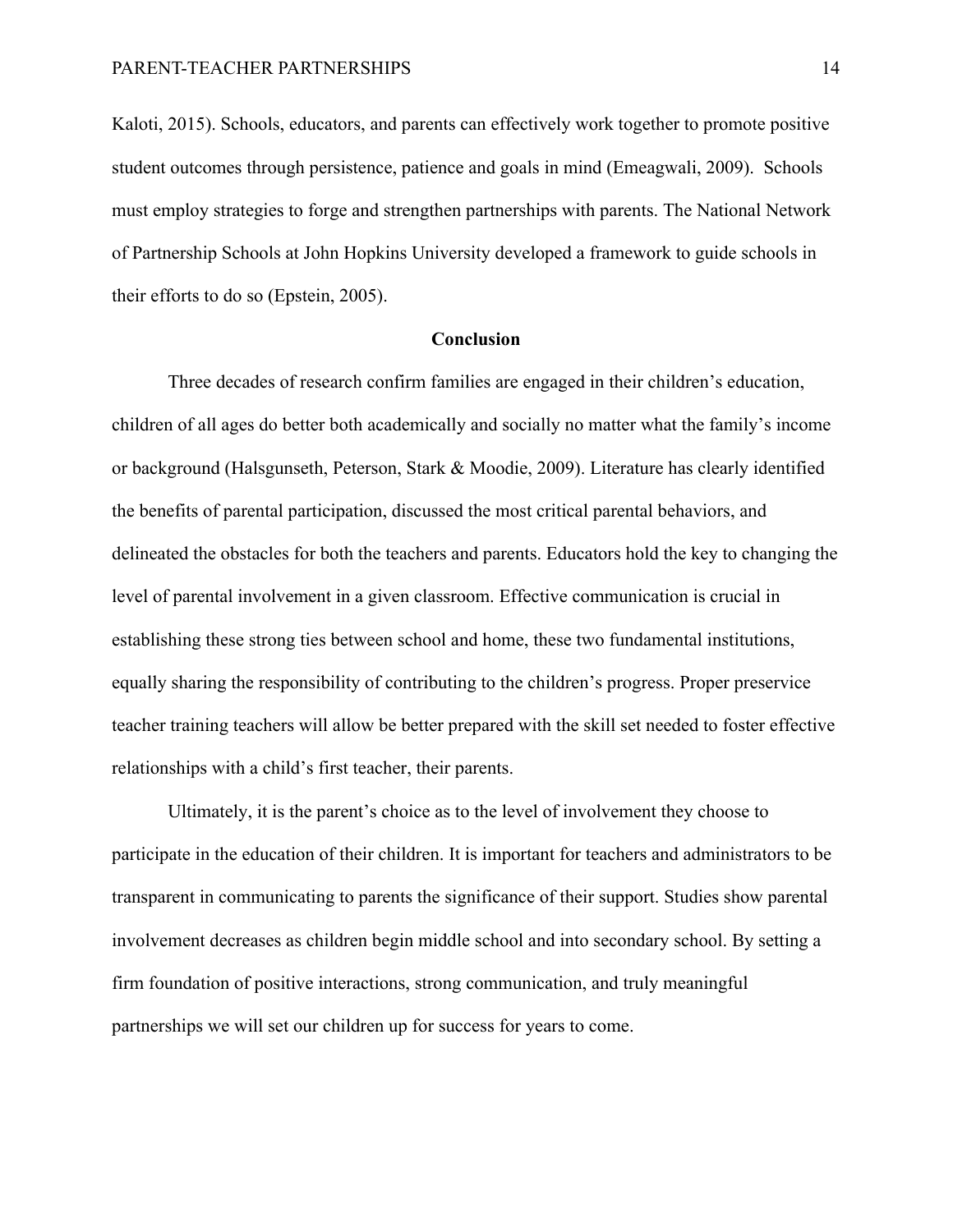Kaloti, 2015). Schools, educators, and parents can effectively work together to promote positive student outcomes through persistence, patience and goals in mind (Emeagwali, 2009). Schools must employ strategies to forge and strengthen partnerships with parents. The National Network of Partnership Schools at John Hopkins University developed a framework to guide schools in their efforts to do so (Epstein, 2005).

## Conclusion

Three decades of research confirm families are engaged in their children's education, children of all ages do better both academically and socially no matter what the family's income or background (Halsgunseth, Peterson, Stark & Moodie, 2009). Literature has clearly identified the benefits of parental participation, discussed the most critical parental behaviors, and delineated the obstacles for both the teachers and parents. Educators hold the key to changing the level of parental involvement in a given classroom. Effective communication is crucial in establishing these strong ties between school and home, these two fundamental institutions, equally sharing the responsibility of contributing to the children's progress. Proper preservice teacher training teachers will allow be better prepared with the skill set needed to foster effective relationships with a child's first teacher, their parents.

Ultimately, it is the parent's choice as to the level of involvement they choose to participate in the education of their children. It is important for teachers and administrators to be transparent in communicating to parents the significance of their support. Studies show parental involvement decreases as children begin middle school and into secondary school. By setting a firm foundation of positive interactions, strong communication, and truly meaningful partnerships we will set our children up for success for years to come.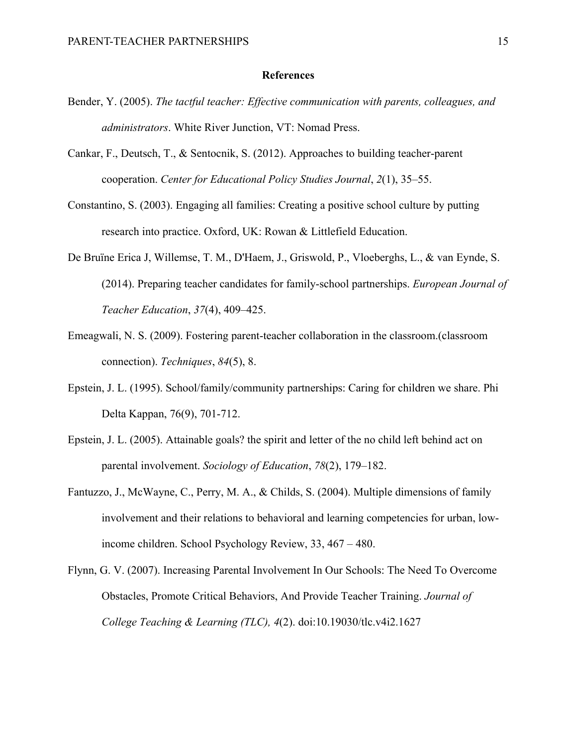# References

Bender, Y. (2005). *The tactful teacher: Effective communication with parents, colleagues, and administrators*. White River Junction, VT: Nomad Press.

Cankar, F., Deutsch, T., & Sentocnik, S. (2012). Approaches to building teacher-parent cooperation. *Center for Educational Policy Studies Journal*, *2*(1), 35–55.

Constantino, S. (2003). Engaging all families: Creating a positive school culture by putting research into practice. Oxford, UK: Rowan & Littlefield Education.

De Bruïne Erica J, Willemse, T. M., D'Haem, J., Griswold, P., Vloeberghs, L., & van Eynde, S. (2014). Preparing teacher candidates for family-school partnerships. *European Journal of Teacher Education*, *37*(4), 409–425.

Emeagwali, N. S. (2009). Fostering parent-teacher collaboration in the classroom.(classroom connection). *Techniques*, *84*(5), 8.

Epstein, J. L. (1995). School/family/community partnerships: Caring for children we share. Phi Delta Kappan, 76(9), 701-712.

Epstein, J. L. (2005). Attainable goals? the spirit and letter of the no child left behind act on parental involvement. *Sociology of Education*, *78*(2), 179–182.

Fantuzzo, J., McWayne, C., Perry, M. A., & Childs, S. (2004). Multiple dimensions of family involvement and their relations to behavioral and learning competencies for urban, low-income children. School Psychology Review, 33, 467 – 480.

Flynn, G. V. (2007). Increasing Parental Involvement In Our Schools: The Need To Overcome Obstacles, Promote Critical Behaviors, And Provide Teacher Training. *Journal of College Teaching & Learning (TLC), 4*(2). doi:10.19030/tlc.v4i2.1627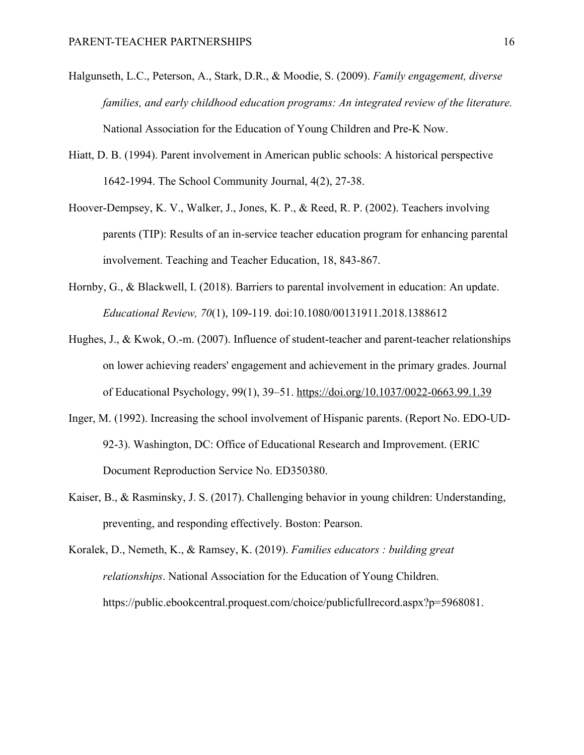Halgunseth, L.C., Peterson, A., Stark, D.R., & Moodie, S. (2009). *Family engagement, diverse families, and early childhood education programs: An integrated review of the literature.* National Association for the Education of Young Children and Pre-K Now.

Hiatt, D. B. (1994). Parent involvement in American public schools: A historical perspective 1642-1994. The School Community Journal, 4(2), 27-38.

Hoover-Dempsey, K. V., Walker, J., Jones, K. P., & Reed, R. P. (2002). Teachers involving parents (TIP): Results of an in-service teacher education program for enhancing parental involvement. Teaching and Teacher Education, 18, 843-867.

Hornby, G., & Blackwell, I. (2018). Barriers to parental involvement in education: An update. *Educational Review, 70*(1), 109-119. doi:10.1080/00131911.2018.1388612

Hughes, J., & Kwok, O.-m. (2007). Influence of student-teacher and parent-teacher relationships on lower achieving readers' engagement and achievement in the primary grades. Journal of Educational Psychology, 99(1), 39–51. https://doi.org/10.1037/0022-0663.99.1.39

Inger, M. (1992). Increasing the school involvement of Hispanic parents. (Report No. EDO-UD-92-3). Washington, DC: Office of Educational Research and Improvement. (ERIC Document Reproduction Service No. ED350380.

Kaiser, B., & Rasminsky, J. S. (2017). Challenging behavior in young children: Understanding, preventing, and responding effectively. Boston: Pearson.

Koralek, D., Nemeth, K., & Ramsey, K. (2019). *Families educators : building great relationships*. National Association for the Education of Young Children. https://public.ebookcentral.proquest.com/choice/publicfullrecord.aspx?p=5968081.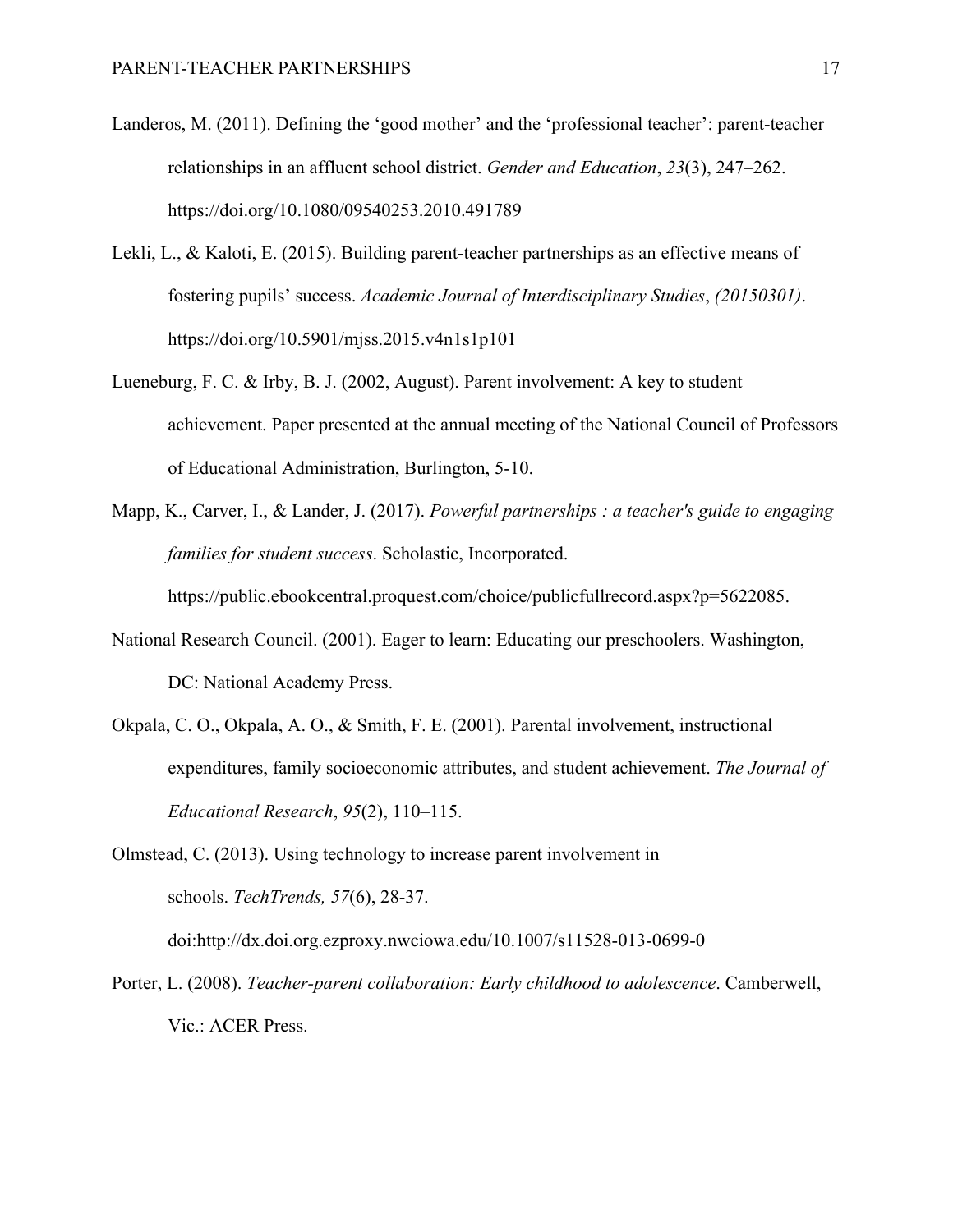Landeros, M. (2011). Defining the 'good mother' and the 'professional teacher': parent-teacher relationships in an affluent school district. *Gender and Education*, *23*(3), 247–262. https://doi.org/10.1080/09540253.2010.491789

Lekli, L., & Kaloti, E. (2015). Building parent-teacher partnerships as an effective means of fostering pupils' success. *Academic Journal of Interdisciplinary Studies*, *(20150301)*. https://doi.org/10.5901/mjss.2015.v4n1s1p101

Lueneburg, F. C. & Irby, B. J. (2002, August). Parent involvement: A key to student achievement. Paper presented at the annual meeting of the National Council of Professors of Educational Administration, Burlington, 5-10.

Mapp, K., Carver, I., & Lander, J. (2017). *Powerful partnerships : a teacher's guide to engaging families for student success*. Scholastic, Incorporated. https://public.ebookcentral.proquest.com/choice/publicfullrecord.aspx?p=5622085.

National Research Council. (2001). Eager to learn: Educating our preschoolers. Washington, DC: National Academy Press.

Okpala, C. O., Okpala, A. O., & Smith, F. E. (2001). Parental involvement, instructional expenditures, family socioeconomic attributes, and student achievement. *The Journal of Educational Research*, *95*(2), 110–115.

Olmstead, C. (2013). Using technology to increase parent involvement in schools. *TechTrends, 57*(6), 28-37. doi:http://dx.doi.org.ezproxy.nwciowa.edu/10.1007/s11528-013-0699-0

Porter, L. (2008). *Teacher-parent collaboration: Early childhood to adolescence*. Camberwell, Vic.: ACER Press.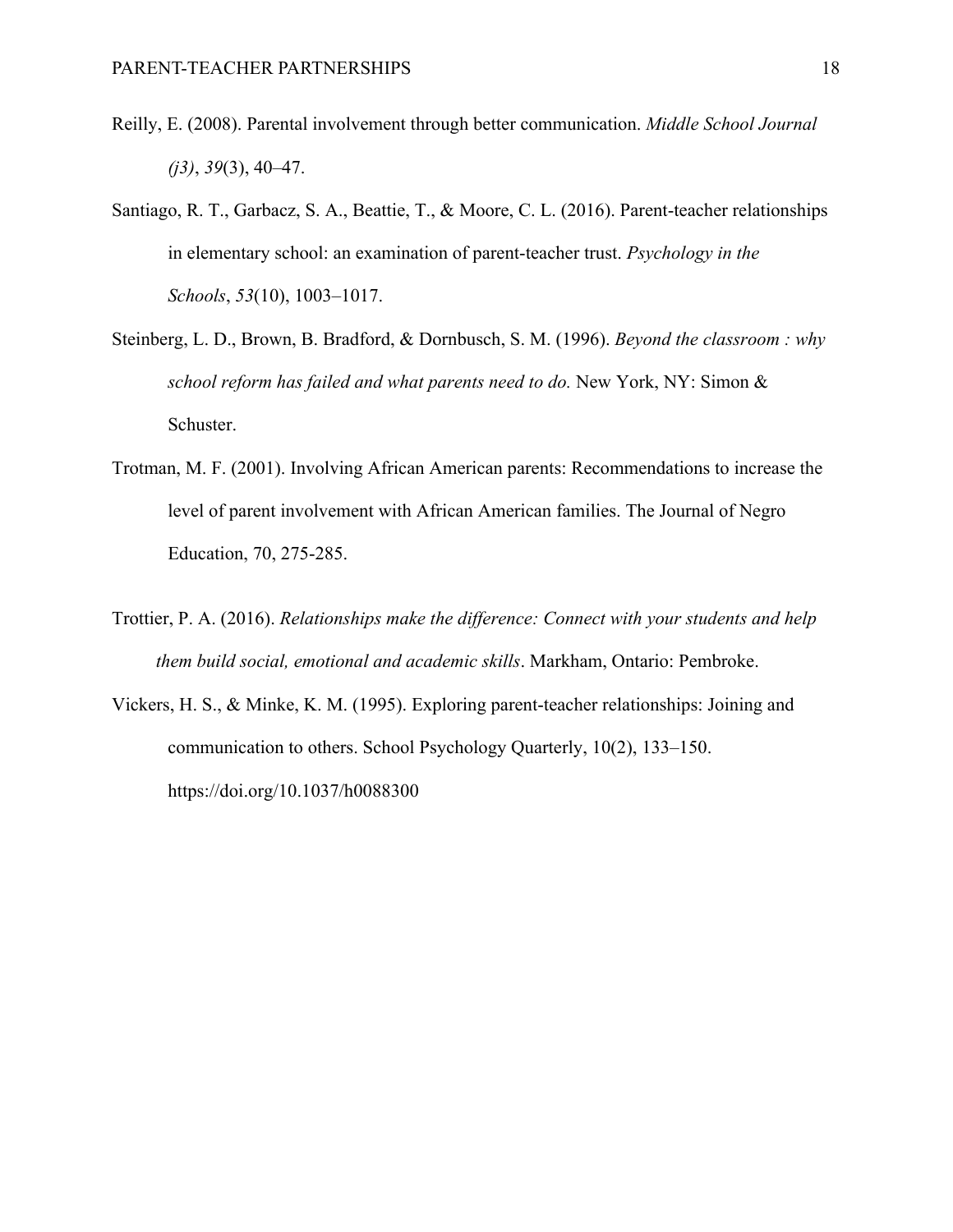Reilly, E. (2008). Parental involvement through better communication. *Middle School Journal (j3)*, *39*(3), 40–47.

Santiago, R. T., Garbacz, S. A., Beattie, T., & Moore, C. L. (2016). Parent-teacher relationships in elementary school: an examination of parent-teacher trust. *Psychology in the Schools*, *53*(10), 1003–1017.

Steinberg, L. D., Brown, B. Bradford, & Dornbusch, S. M. (1996). *Beyond the classroom : why school reform has failed and what parents need to do.* New York, NY: Simon & Schuster.

Trotman, M. F. (2001). Involving African American parents: Recommendations to increase the level of parent involvement with African American families. The Journal of Negro Education, 70, 275-285.

Trottier, P. A. (2016). *Relationships make the difference: Connect with your students and help them build social, emotional and academic skills*. Markham, Ontario: Pembroke.

Vickers, H. S., & Minke, K. M. (1995). Exploring parent-teacher relationships: Joining and communication to others. School Psychology Quarterly, 10(2), 133–150. https://doi.org/10.1037/h0088300